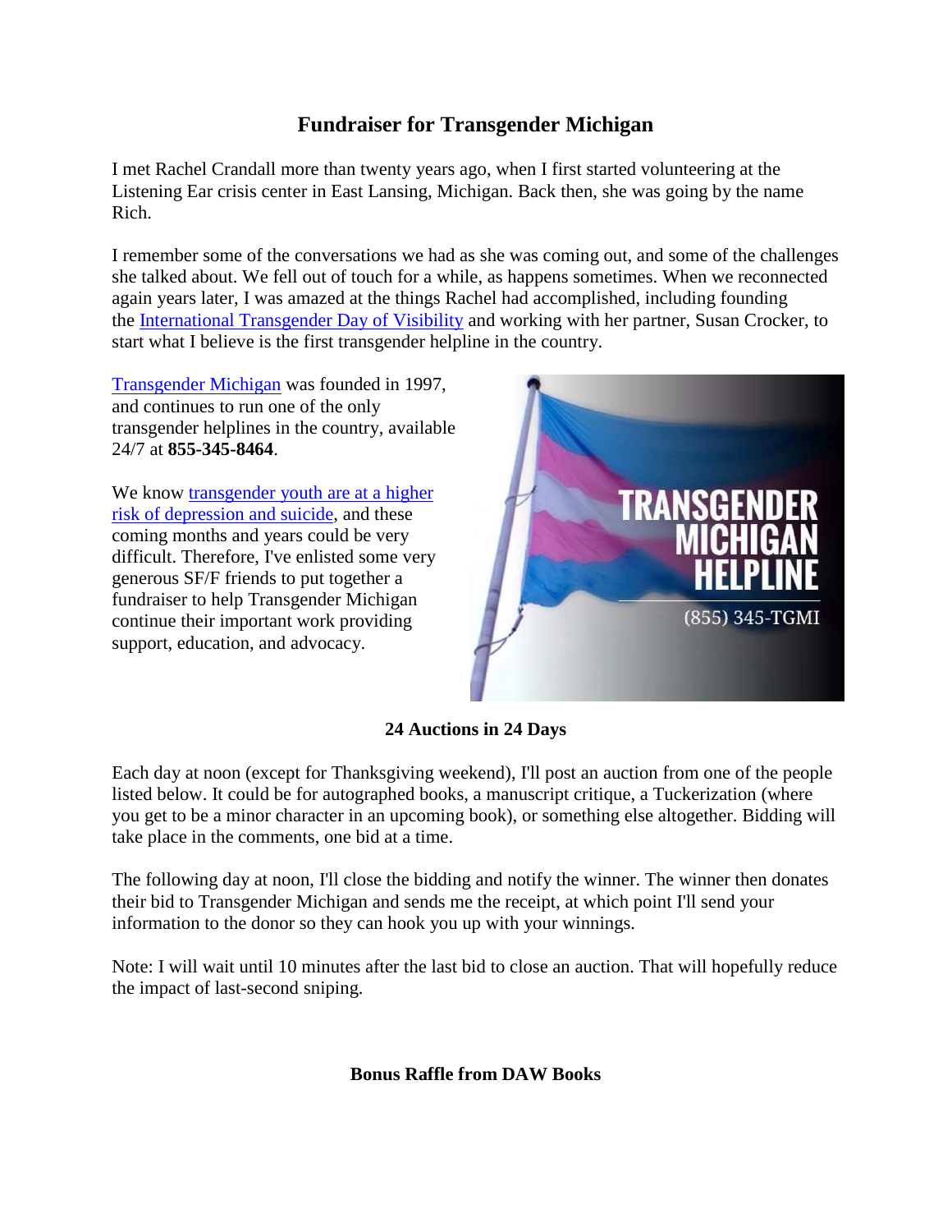# Fundraiser for Transgender Michigan

I met Rachel Crandall more than twenty years ago, when I first started volunteering at the Listening Ear crisis center in East Lansing, Michigan. Back then, she was going by the name Rich.

I remember some of the conversations we had as she was coming out, and some of the challenges she talked about. We fell out of touch for a while, as happens sometimes. When we reconnected again years later, I was amazed at the things Rachel had accomplished, including founding the International Transgender Day of Visibility and working with her partner, Susan Crocker, to start what I believe is the first transgender helpline in the country.

Transgender Michigan was founded in 1997, and continues to run one of the only transgender helplines in the country, available 24/7 at **855-345-8464**.

We know transgender youth are at a higher risk of depression and suicide, and these coming months and years could be very difficult. Therefore, I've enlisted some very generous SF/F friends to put together a fundraiser to help Transgender Michigan continue their important work providing support, education, and advocacy.

**24 Auctions in 24 Days**

Each day at noon (except for Thanksgiving weekend), I'll post an auction from one of the people listed below. It could be for autographed books, a manuscript critique, a Tuckerization (where you get to be a minor character in an upcoming book), or something else altogether. Bidding will take place in the comments, one bid at a time.

The following day at noon, I'll close the bidding and notify the winner. The winner then donates their bid to Transgender Michigan and sends me the receipt, at which point I'll send your information to the donor so they can hook you up with your winnings.

Note: I will wait until 10 minutes after the last bid to close an auction. That will hopefully reduce the impact of last-second sniping.

**Bonus Raffle from DAW Books**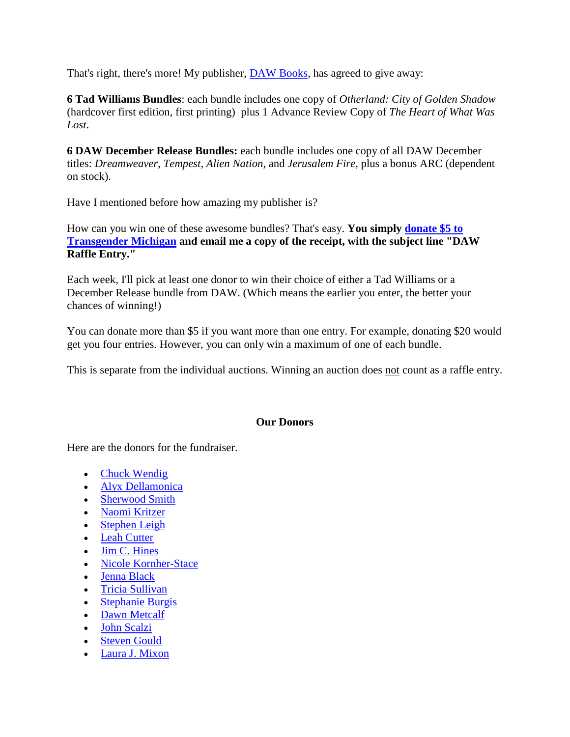That's right, there's more! My publisher, DAW Books, has agreed to give away:

**6 Tad Williams Bundles**: each bundle includes one copy of *Otherland: City of Golden Shadow* (hardcover first edition, first printing) plus 1 Advance Review Copy of *The Heart of What Was Lost*.

**6 DAW December Release Bundles:** each bundle includes one copy of all DAW December titles: *Dreamweaver*, *Tempest*, *Alien Nation*, and *Jerusalem Fire*, plus a bonus ARC (dependent on stock).

Have I mentioned before how amazing my publisher is?

How can you win one of these awesome bundles? That's easy. **You simply donate $5 to Transgender Michigan and email me a copy of the receipt, with the subject line "DAW Raffle Entry."**

Each week, I'll pick at least one donor to win their choice of either a Tad Williams or a December Release bundle from DAW. (Which means the earlier you enter, the better your chances of winning!)

You can donate more than $5 if you want more than one entry. For example, donating $20 would get you four entries. However, you can only win a maximum of one of each bundle.

This is separate from the individual auctions. Winning an auction does not count as a raffle entry.

## Our Donors

Here are the donors for the fundraiser.

- Chuck Wendig
- Alyx Dellamonica
- Sherwood Smith
- Naomi Kritzer
- Stephen Leigh
- Leah Cutter
- Jim C. Hines
- Nicole Kornher-Stace
- Jenna Black
- Tricia Sullivan
- Stephanie Burgis
- Dawn Metcalf
- John Scalzi
- Steven Gould
- Laura J. Mixon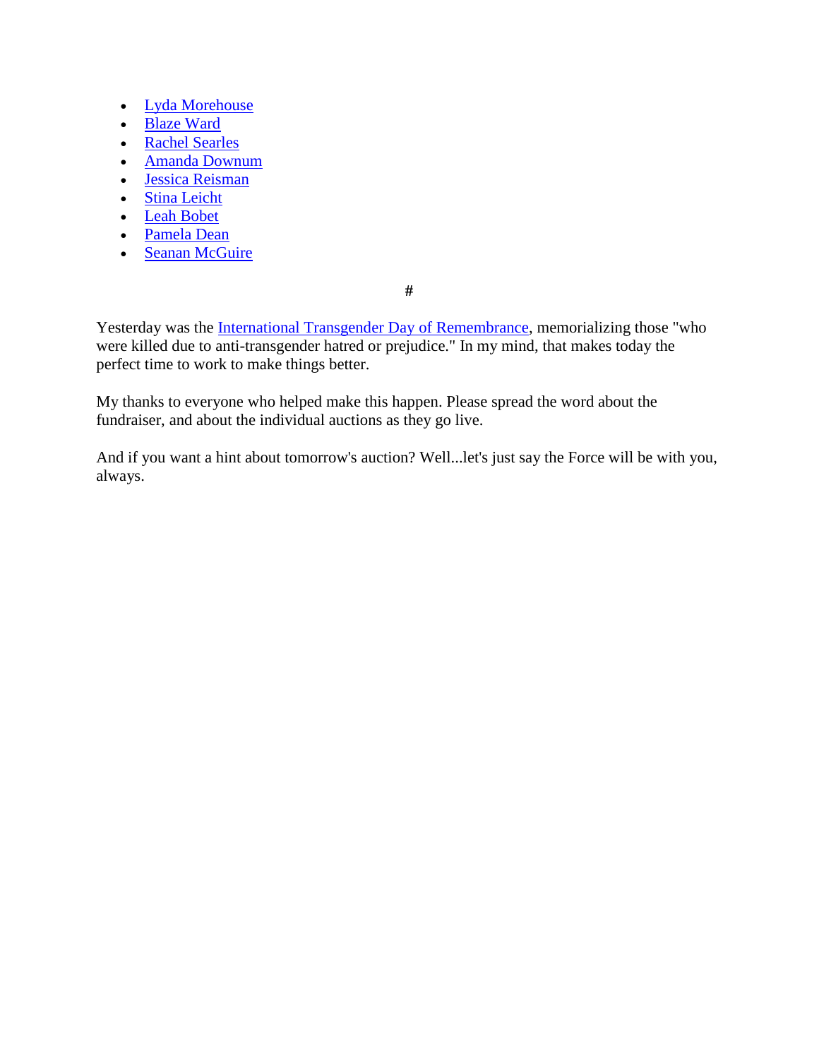- Lyda Morehouse
- Blaze Ward
- Rachel Searles
- Amanda Downum
- Jessica Reisman
- Stina Leicht
- Leah Bobet
- Pamela Dean
- Seanan McGuire

#

Yesterday was the International Transgender Day of Remembrance, memorializing those "who were killed due to anti-transgender hatred or prejudice." In my mind, that makes today the perfect time to work to make things better.

My thanks to everyone who helped make this happen. Please spread the word about the fundraiser, and about the individual auctions as they go live.

And if you want a hint about tomorrow's auction? Well...let's just say the Force will be with you, always.